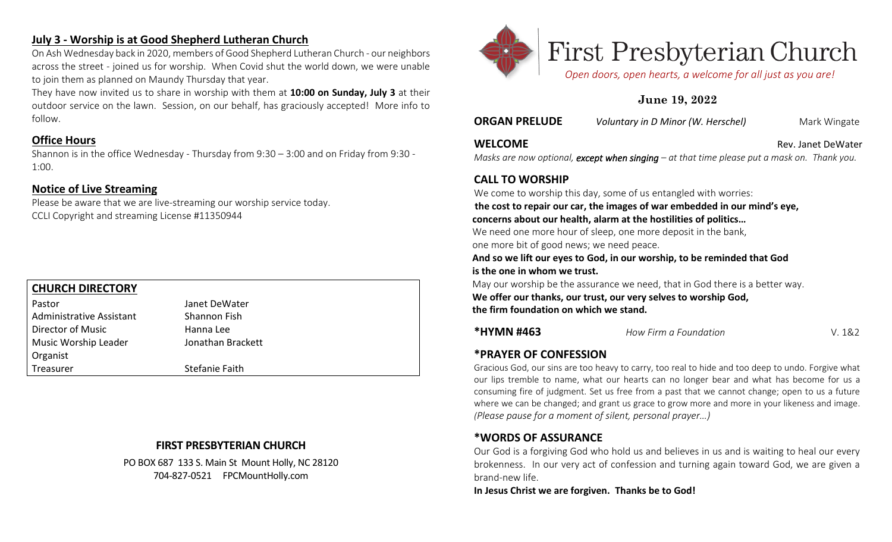## July 3 - Worship is at Good Shepherd Lutheran Church

On Ash Wednesday back in 2020, members of Good Shepherd Lutheran Church - our neighbors across the street - joined us for worship. When Covid shut the world down, we were unable to join them as planned on Maundy Thursday that year.

They have now invited us to share in worship with them at **10:00 on Sunday, July 3** at their outdoor service on the lawn. Session, on our behalf, has graciously accepted! More info to follow.

## Office Hours

Shannon is in the office Wednesday - Thursday from 9:30 – 3:00 and on Friday from 9:30 - 1:00.

## Notice of Live Streaming

Please be aware that we are live-streaming our worship service today.
CCLI Copyright and streaming License #11350944

| CHURCH DIRECTORY | |
|---|---|
| Pastor | Janet DeWater |
| Administrative Assistant | Shannon Fish |
| Director of Music | Hanna Lee |
| Music Worship Leader | Jonathan Brackett |
| Organist | |
| Treasurer | Stefanie Faith |

**FIRST PRESBYTERIAN CHURCH**

PO BOX 687 133 S. Main St Mount Holly, NC 28120
704-827-0521 FPCMountHolly.com

# First Presbyterian Church

*Open doors, open hearts, a welcome for all just as you are!*

**June 19, 2022**

**ORGAN PRELUDE** *Voluntary in D Minor (W. Herschel)* Mark Wingate

**WELCOME** Rev. Janet DeWater

*Masks are now optional, **except when singing** – at that time please put a mask on. Thank you.*

## CALL TO WORSHIP

We come to worship this day, some of us entangled with worries:
**the cost to repair our car, the images of war embedded in our mind's eye, concerns about our health, alarm at the hostilities of politics…**
We need one more hour of sleep, one more deposit in the bank, one more bit of good news; we need peace.
**And so we lift our eyes to God, in our worship, to be reminded that God is the one in whom we trust.**
May our worship be the assurance we need, that in God there is a better way.
**We offer our thanks, our trust, our very selves to worship God, the firm foundation on which we stand.**

**\*HYMN #463** *How Firm a Foundation* V. 1&2

## *PRAYER OF CONFESSION

Gracious God, our sins are too heavy to carry, too real to hide and too deep to undo. Forgive what our lips tremble to name, what our hearts can no longer bear and what has become for us a consuming fire of judgment. Set us free from a past that we cannot change; open to us a future where we can be changed; and grant us grace to grow more and more in your likeness and image. *(Please pause for a moment of silent, personal prayer…)*

## *WORDS OF ASSURANCE

Our God is a forgiving God who hold us and believes in us and is waiting to heal our every brokenness. In our very act of confession and turning again toward God, we are given a brand-new life.

**In Jesus Christ we are forgiven. Thanks be to God!**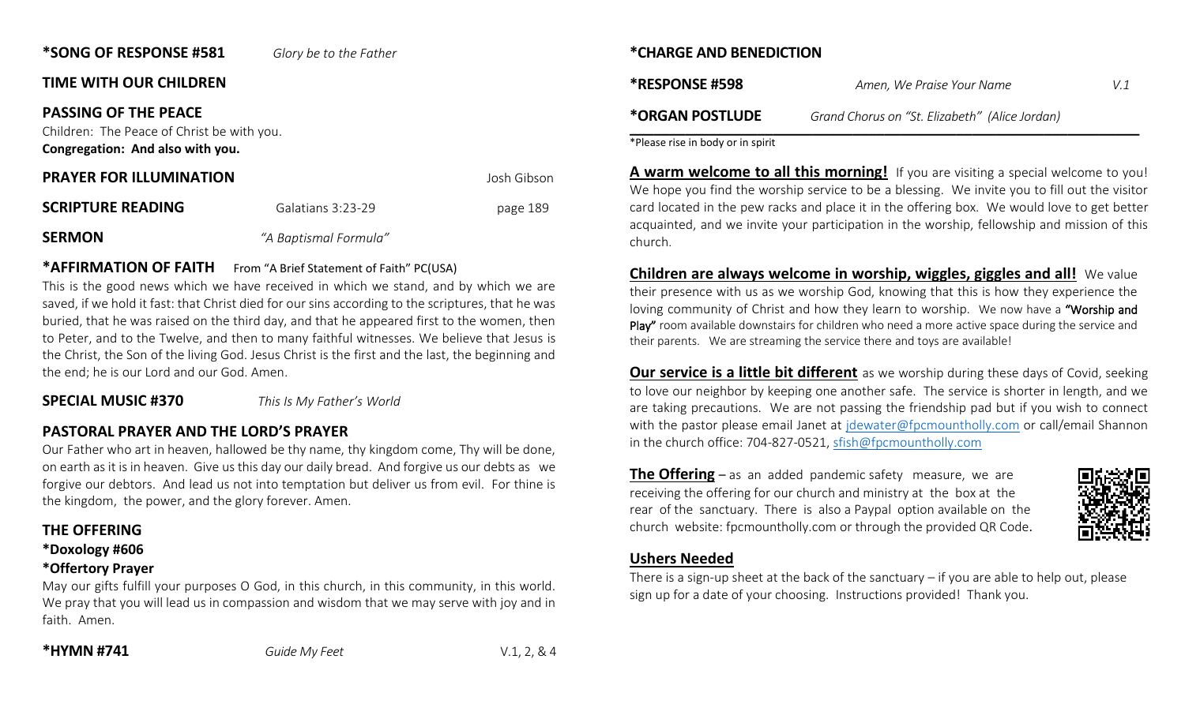**\*SONG OF RESPONSE #581** *Glory be to the Father*

**TIME WITH OUR CHILDREN**

**PASSING OF THE PEACE**

Children: The Peace of Christ be with you.
**Congregation: And also with you.**

**PRAYER FOR ILLUMINATION** Josh Gibson

**SCRIPTURE READING** Galatians 3:23-29 page 189

**SERMON** *"A Baptismal Formula"*

**\*AFFIRMATION OF FAITH** From "A Brief Statement of Faith" PC(USA)

This is the good news which we have received in which we stand, and by which we are saved, if we hold it fast: that Christ died for our sins according to the scriptures, that he was buried, that he was raised on the third day, and that he appeared first to the women, then to Peter, and to the Twelve, and then to many faithful witnesses. We believe that Jesus is the Christ, the Son of the living God. Jesus Christ is the first and the last, the beginning and the end; he is our Lord and our God. Amen.

**SPECIAL MUSIC #370** *This Is My Father's World*

**PASTORAL PRAYER AND THE LORD'S PRAYER**

Our Father who art in heaven, hallowed be thy name, thy kingdom come, Thy will be done, on earth as it is in heaven. Give us this day our daily bread. And forgive us our debts as we forgive our debtors. And lead us not into temptation but deliver us from evil. For thine is the kingdom, the power, and the glory forever. Amen.

**THE OFFERING**

**\*Doxology #606**

**\*Offertory Prayer**

May our gifts fulfill your purposes O God, in this church, in this community, in this world. We pray that you will lead us in compassion and wisdom that we may serve with joy and in faith. Amen.

**\*HYMN #741** *Guide My Feet* V.1, 2, & 4

**\*CHARGE AND BENEDICTION**

**\*RESPONSE #598** *Amen, We Praise Your Name* *V.1*

**\*ORGAN POSTLUDE** *Grand Chorus on "St. Elizabeth" (Alice Jordan)*

\*Please rise in body or in spirit

**A warm welcome to all this morning!** If you are visiting a special welcome to you! We hope you find the worship service to be a blessing. We invite you to fill out the visitor card located in the pew racks and place it in the offering box. We would love to get better acquainted, and we invite your participation in the worship, fellowship and mission of this church.

**Children are always welcome in worship, wiggles, giggles and all!** We value their presence with us as we worship God, knowing that this is how they experience the loving community of Christ and how they learn to worship. We now have a **"Worship and Play"** room available downstairs for children who need a more active space during the service and their parents. We are streaming the service there and toys are available!

**Our service is a little bit different** as we worship during these days of Covid, seeking to love our neighbor by keeping one another safe. The service is shorter in length, and we are taking precautions. We are not passing the friendship pad but if you wish to connect with the pastor please email Janet at jdewater@fpcmountholly.com or call/email Shannon in the church office: 704-827-0521, sfish@fpcmountholly.com

**The Offering** – as an added pandemic safety measure, we are receiving the offering for our church and ministry at the box at the rear of the sanctuary. There is also a Paypal option available on the church website: fpcmountholly.com or through the provided QR Code.

**Ushers Needed**

There is a sign-up sheet at the back of the sanctuary – if you are able to help out, please sign up for a date of your choosing. Instructions provided! Thank you.